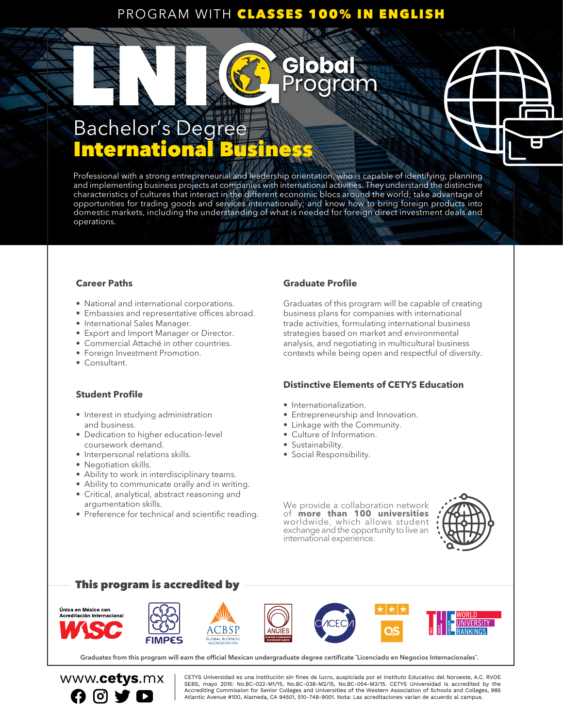PROGRAM WITH **CLASSES 100% IN ENGLISH**

# LNI Global Program

## Bachelor's Degree **International Business**

Professional with a strong entrepreneurial and leadership orientation, who is capable of identifying, planning and implementing business projects at companies with international activities. They understand the distinctive characteristics of cultures that interact in the different economic blocs around the world; take advantage of opportunities for trading goods and services internationally; and know how to bring foreign products into domestic markets, including the understanding of what is needed for foreign direct investment deals and operations.

### Career Paths

- National and international corporations.
- Embassies and representative offices abroad.
- International Sales Manager.
- Export and Import Manager or Director.
- Commercial Attaché in other countries.
- Foreign Investment Promotion.
- Consultant.

### Student Profile

- Interest in studying administration and business.
- Dedication to higher education-level coursework demand.
- Interpersonal relations skills.
- Negotiation skills.
- Ability to work in interdisciplinary teams.
- Ability to communicate orally and in writing.
- Critical, analytical, abstract reasoning and argumentation skills.
- Preference for technical and scientific reading.

### Graduate Profile

Graduates of this program will be capable of creating business plans for companies with international trade activities, formulating international business strategies based on market and environmental analysis, and negotiating in multicultural business contexts while being open and respectful of diversity.

### Distinctive Elements of CETYS Education

- Internationalization.
- Entrepreneurship and Innovation.
- Linkage with the Community.
- Culture of Information.
- Sustainability.
- Social Responsibility.

We provide a collaboration network of **more than 100 universities** worldwide, which allows student exchange and the opportunity to live an international experience.

### This program is accredited by

Única en México con Acreditación Internacional WASC · FIMPES · ACBSP Global Business Accreditation · ANUIES · CACECA · QS · THE World University Rankings

Graduates from this program will earn the official Mexican undergraduate degree certificate "Licenciado en Negocios Internacionales".

www.**cetys**.mx

CETYS Universidad es una institución sin fines de lucro, auspiciada por el Instituto Educativo del Noroeste, A.C. RVOE SEBS, mayo 2015: No.BC-022-M1/15, No.BC-038-M2/15, No.BC-054-M3/15. CETYS Universidad is accredited by the Accrediting Commission for Senior Colleges and Universities of the Western Association of Schools and Colleges, 985 Atlantic Avenue #100, Alameda, CA 94501, 510-748-9001. Nota: Las acreditaciones varian de acuerdo al campus.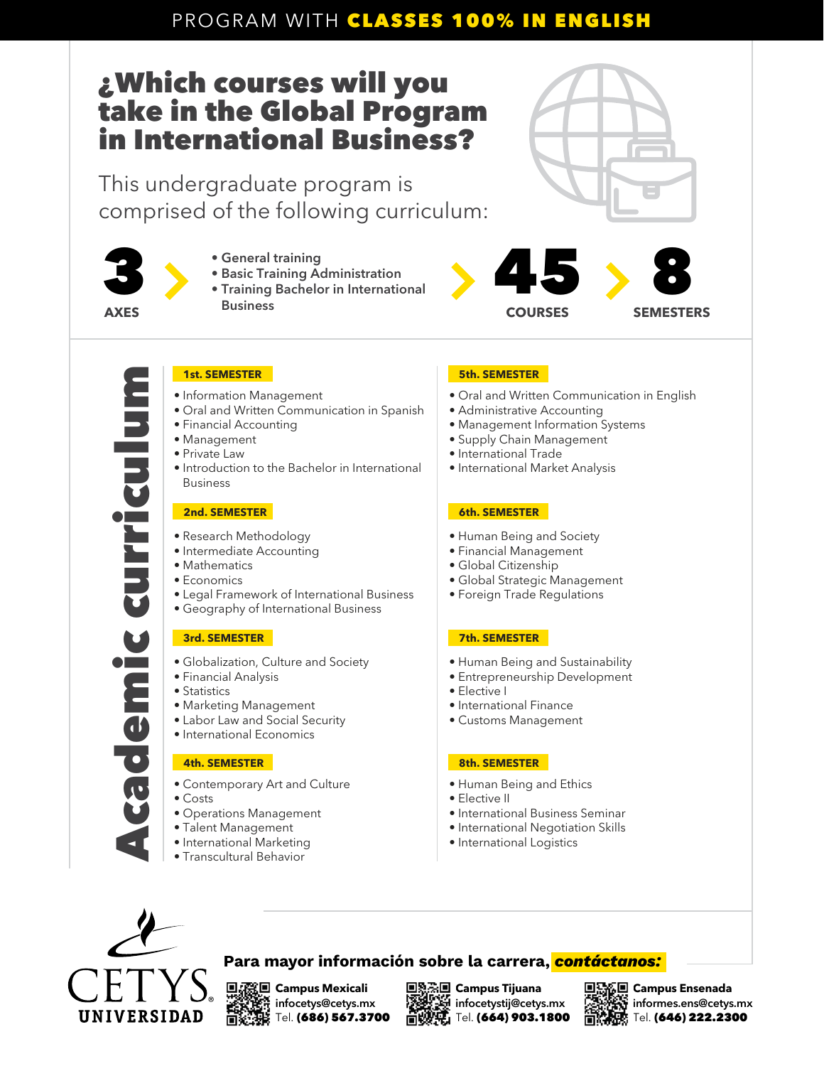PROGRAM WITH **CLASSES 100% IN ENGLISH**

# ¿Which courses will you take in the Global Program in International Business?

This undergraduate program is comprised of the following curriculum:

**3** AXES

- General training
- Basic Training Administration
- Training Bachelor in International Business

**45** COURSES

**8** SEMESTERS

## Academic curriculum

**1st. SEMESTER**

- Information Management
- Oral and Written Communication in Spanish
- Financial Accounting
- Management
- Private Law
- Introduction to the Bachelor in International Business

**2nd. SEMESTER**

- Research Methodology
- Intermediate Accounting
- Mathematics
- Economics
- Legal Framework of International Business
- Geography of International Business

**3rd. SEMESTER**

- Globalization, Culture and Society
- Financial Analysis
- Statistics
- Marketing Management
- Labor Law and Social Security
- International Economics

**4th. SEMESTER**

- Contemporary Art and Culture
- Costs
- Operations Management
- Talent Management
- International Marketing
- Transcultural Behavior

**5th. SEMESTER**

- Oral and Written Communication in English
- Administrative Accounting
- Management Information Systems
- Supply Chain Management
- International Trade
- International Market Analysis

**6th. SEMESTER**

- Human Being and Society
- Financial Management
- Global Citizenship
- Global Strategic Management
- Foreign Trade Regulations

**7th. SEMESTER**

- Human Being and Sustainability
- Entrepreneurship Development
- Elective I
- International Finance
- Customs Management

**8th. SEMESTER**

- Human Being and Ethics
- Elective II
- International Business Seminar
- International Negotiation Skills
- International Logistics

CETYS UNIVERSIDAD

**Para mayor información sobre la carrera, *contáctanos:***

**Campus Mexicali**
infocetys@cetys.mx
Tel. **(686) 567.3700**

**Campus Tijuana**
infocetystij@cetys.mx
Tel. **(664) 903.1800**

**Campus Ensenada**
informes.ens@cetys.mx
Tel. **(646) 222.2300**